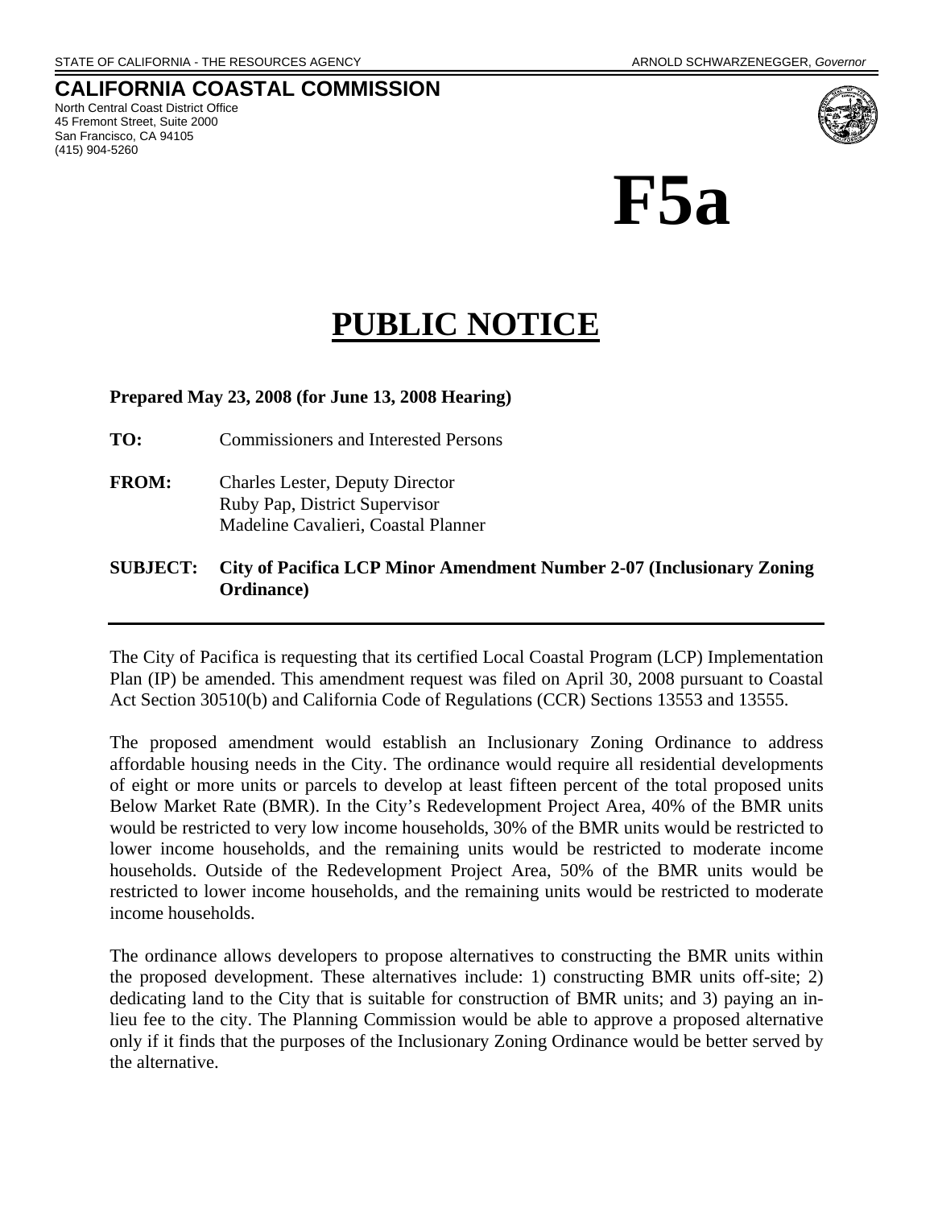STATE OF CALIFORNIA - THE RESOURCES AGENCY

ARNOLD SCHWARZENEGGER, *Governor*

# CALIFORNIA COASTAL COMMISSION

North Central Coast District Office
45 Fremont Street, Suite 2000
San Francisco, CA 94105
(415) 904-5260

# F5a

# PUBLIC NOTICE

**Prepared May 23, 2008 (for June 13, 2008 Hearing)**

**TO:** Commissioners and Interested Persons

**FROM:** Charles Lester, Deputy Director
Ruby Pap, District Supervisor
Madeline Cavalieri, Coastal Planner

**SUBJECT: City of Pacifica LCP Minor Amendment Number 2-07 (Inclusionary Zoning Ordinance)**

---

The City of Pacifica is requesting that its certified Local Coastal Program (LCP) Implementation Plan (IP) be amended. This amendment request was filed on April 30, 2008 pursuant to Coastal Act Section 30510(b) and California Code of Regulations (CCR) Sections 13553 and 13555.

The proposed amendment would establish an Inclusionary Zoning Ordinance to address affordable housing needs in the City. The ordinance would require all residential developments of eight or more units or parcels to develop at least fifteen percent of the total proposed units Below Market Rate (BMR). In the City's Redevelopment Project Area, 40% of the BMR units would be restricted to very low income households, 30% of the BMR units would be restricted to lower income households, and the remaining units would be restricted to moderate income households. Outside of the Redevelopment Project Area, 50% of the BMR units would be restricted to lower income households, and the remaining units would be restricted to moderate income households.

The ordinance allows developers to propose alternatives to constructing the BMR units within the proposed development. These alternatives include: 1) constructing BMR units off-site; 2) dedicating land to the City that is suitable for construction of BMR units; and 3) paying an in-lieu fee to the city. The Planning Commission would be able to approve a proposed alternative only if it finds that the purposes of the Inclusionary Zoning Ordinance would be better served by the alternative.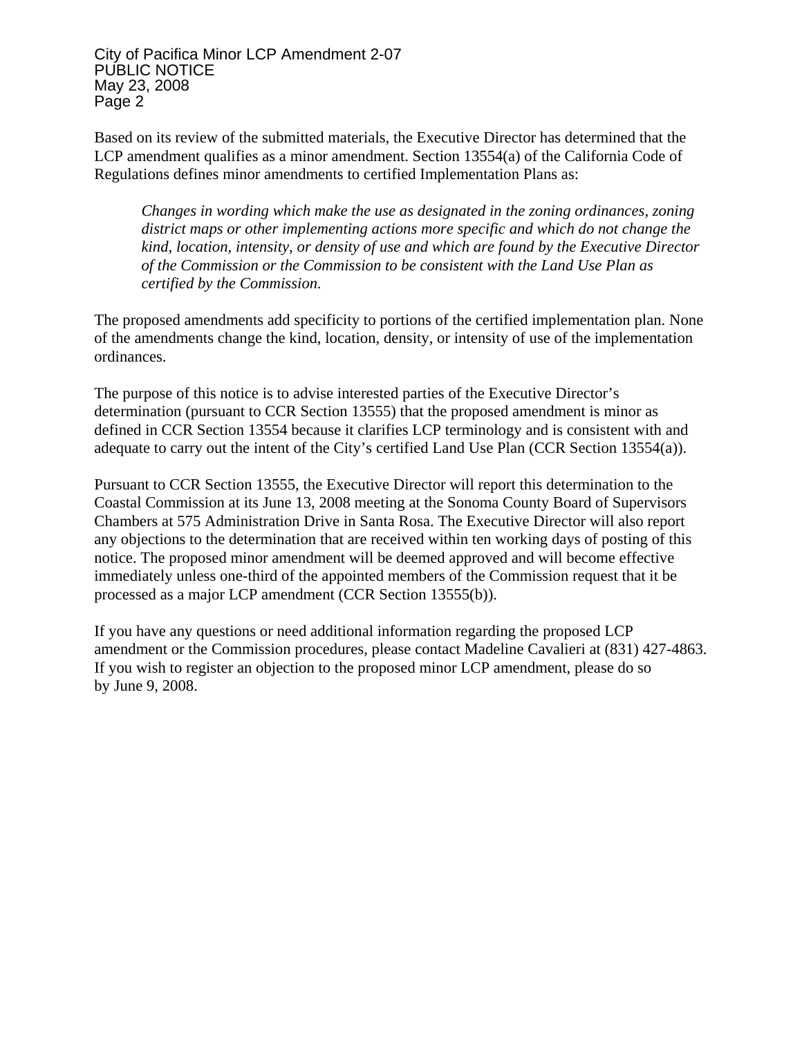Based on its review of the submitted materials, the Executive Director has determined that the LCP amendment qualifies as a minor amendment. Section 13554(a) of the California Code of Regulations defines minor amendments to certified Implementation Plans as:

> *Changes in wording which make the use as designated in the zoning ordinances, zoning district maps or other implementing actions more specific and which do not change the kind, location, intensity, or density of use and which are found by the Executive Director of the Commission or the Commission to be consistent with the Land Use Plan as certified by the Commission.*

The proposed amendments add specificity to portions of the certified implementation plan. None of the amendments change the kind, location, density, or intensity of use of the implementation ordinances.

The purpose of this notice is to advise interested parties of the Executive Director's determination (pursuant to CCR Section 13555) that the proposed amendment is minor as defined in CCR Section 13554 because it clarifies LCP terminology and is consistent with and adequate to carry out the intent of the City's certified Land Use Plan (CCR Section 13554(a)).

Pursuant to CCR Section 13555, the Executive Director will report this determination to the Coastal Commission at its June 13, 2008 meeting at the Sonoma County Board of Supervisors Chambers at 575 Administration Drive in Santa Rosa. The Executive Director will also report any objections to the determination that are received within ten working days of posting of this notice. The proposed minor amendment will be deemed approved and will become effective immediately unless one-third of the appointed members of the Commission request that it be processed as a major LCP amendment (CCR Section 13555(b)).

If you have any questions or need additional information regarding the proposed LCP amendment or the Commission procedures, please contact Madeline Cavalieri at (831) 427-4863. If you wish to register an objection to the proposed minor LCP amendment, please do so by June 9, 2008.